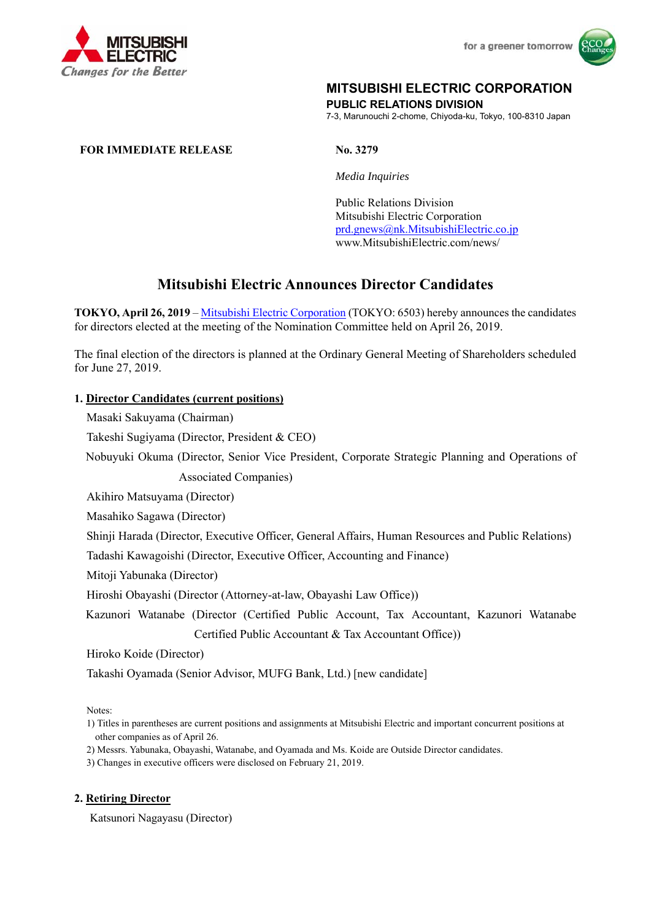MITSUBISHI ELECTRIC
*Changes for the Better*

for a greener tomorrow

**MITSUBISHI ELECTRIC CORPORATION**
**PUBLIC RELATIONS DIVISION**
7-3, Marunouchi 2-chome, Chiyoda-ku, Tokyo, 100-8310 Japan

**FOR IMMEDIATE RELEASE**

**No. 3279**

*Media Inquiries*

Public Relations Division
Mitsubishi Electric Corporation
prd.gnews@nk.MitsubishiElectric.co.jp
www.MitsubishiElectric.com/news/

# Mitsubishi Electric Announces Director Candidates

**TOKYO, April 26, 2019** – Mitsubishi Electric Corporation (TOKYO: 6503) hereby announces the candidates for directors elected at the meeting of the Nomination Committee held on April 26, 2019.

The final election of the directors is planned at the Ordinary General Meeting of Shareholders scheduled for June 27, 2019.

## 1. Director Candidates (current positions)

Masaki Sakuyama (Chairman)

Takeshi Sugiyama (Director, President & CEO)

Nobuyuki Okuma (Director, Senior Vice President, Corporate Strategic Planning and Operations of Associated Companies)

Akihiro Matsuyama (Director)

Masahiko Sagawa (Director)

Shinji Harada (Director, Executive Officer, General Affairs, Human Resources and Public Relations)

Tadashi Kawagoishi (Director, Executive Officer, Accounting and Finance)

Mitoji Yabunaka (Director)

Hiroshi Obayashi (Director (Attorney-at-law, Obayashi Law Office))

Kazunori Watanabe (Director (Certified Public Account, Tax Accountant, Kazunori Watanabe Certified Public Accountant & Tax Accountant Office))

Hiroko Koide (Director)

Takashi Oyamada (Senior Advisor, MUFG Bank, Ltd.) [new candidate]

Notes:

1) Titles in parentheses are current positions and assignments at Mitsubishi Electric and important concurrent positions at other companies as of April 26.
2) Messrs. Yabunaka, Obayashi, Watanabe, and Oyamada and Ms. Koide are Outside Director candidates.
3) Changes in executive officers were disclosed on February 21, 2019.

## 2. Retiring Director

Katsunori Nagayasu (Director)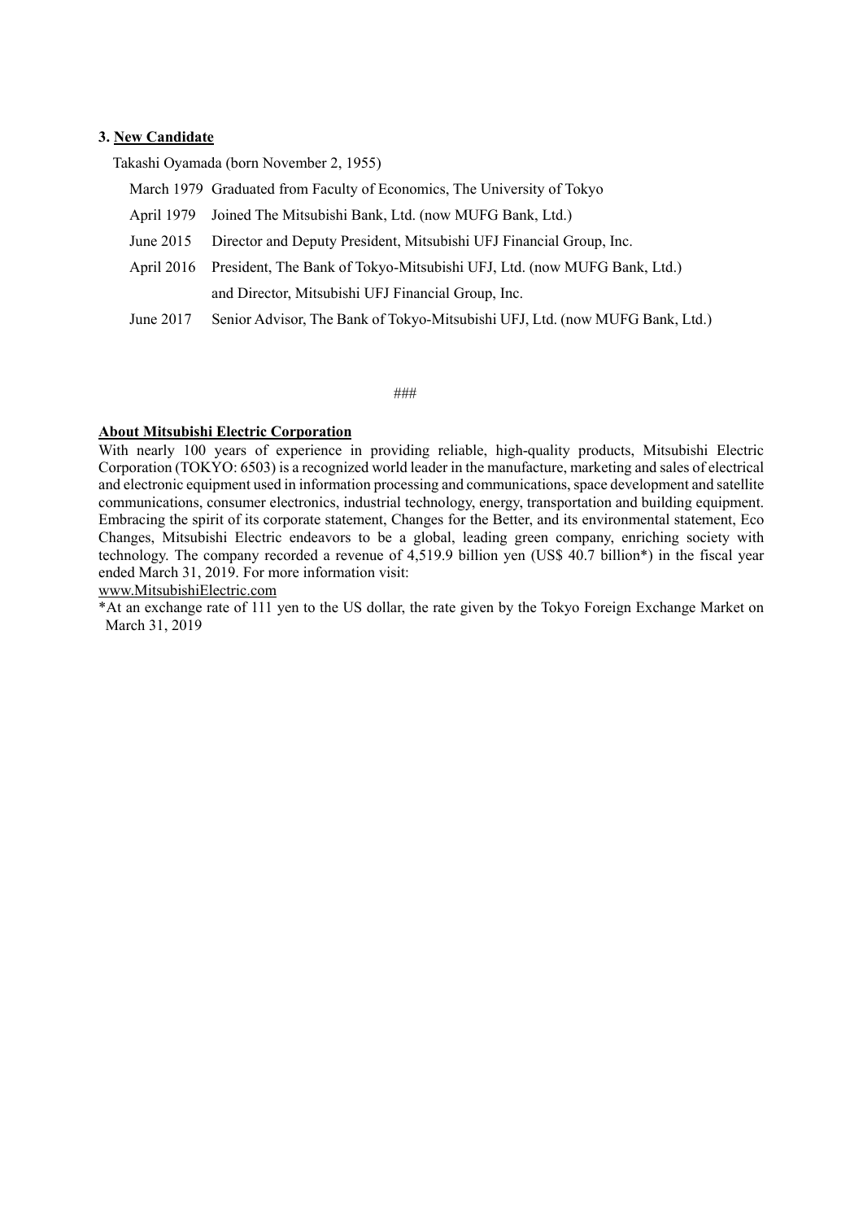### 3. New Candidate

Takashi Oyamada (born November 2, 1955)

| | |
|---|---|
| March 1979 | Graduated from Faculty of Economics, The University of Tokyo |
| April 1979 | Joined The Mitsubishi Bank, Ltd. (now MUFG Bank, Ltd.) |
| June 2015 | Director and Deputy President, Mitsubishi UFJ Financial Group, Inc. |
| April 2016 | President, The Bank of Tokyo-Mitsubishi UFJ, Ltd. (now MUFG Bank, Ltd.) and Director, Mitsubishi UFJ Financial Group, Inc. |
| June 2017 | Senior Advisor, The Bank of Tokyo-Mitsubishi UFJ, Ltd. (now MUFG Bank, Ltd.) |

###

**About Mitsubishi Electric Corporation**

With nearly 100 years of experience in providing reliable, high-quality products, Mitsubishi Electric Corporation (TOKYO: 6503) is a recognized world leader in the manufacture, marketing and sales of electrical and electronic equipment used in information processing and communications, space development and satellite communications, consumer electronics, industrial technology, energy, transportation and building equipment. Embracing the spirit of its corporate statement, Changes for the Better, and its environmental statement, Eco Changes, Mitsubishi Electric endeavors to be a global, leading green company, enriching society with technology. The company recorded a revenue of 4,519.9 billion yen (US$ 40.7 billion*) in the fiscal year ended March 31, 2019. For more information visit:
www.MitsubishiElectric.com

*At an exchange rate of 111 yen to the US dollar, the rate given by the Tokyo Foreign Exchange Market on March 31, 2019